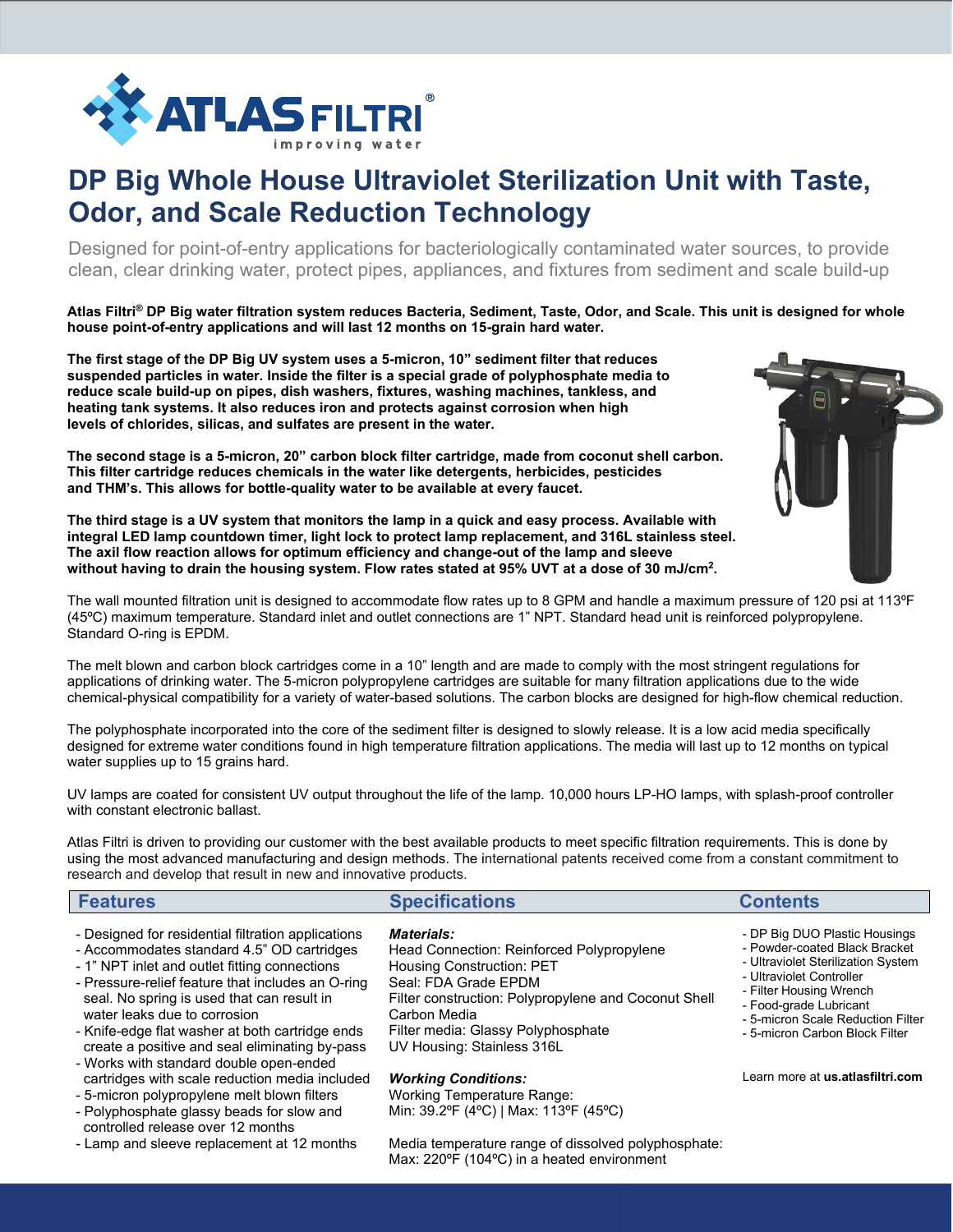# DP Big Whole House Ultraviolet Sterilization Unit with Taste, Odor, and Scale Reduction Technology

Designed for point-of-entry applications for bacteriologically contaminated water sources, to provide clean, clear drinking water, protect pipes, appliances, and fixtures from sediment and scale build-up

**Atlas Filtri® DP Big water filtration system reduces Bacteria, Sediment, Taste, Odor, and Scale. This unit is designed for whole house point-of-entry applications and will last 12 months on 15-grain hard water.**

**The first stage of the DP Big UV system uses a 5-micron, 10" sediment filter that reduces suspended particles in water. Inside the filter is a special grade of polyphosphate media to reduce scale build-up on pipes, dish washers, fixtures, washing machines, tankless, and heating tank systems. It also reduces iron and protects against corrosion when high levels of chlorides, silicas, and sulfates are present in the water.**

**The second stage is a 5-micron, 20" carbon block filter cartridge, made from coconut shell carbon. This filter cartridge reduces chemicals in the water like detergents, herbicides, pesticides and THM's. This allows for bottle-quality water to be available at every faucet.**

**The third stage is a UV system that monitors the lamp in a quick and easy process. Available with integral LED lamp countdown timer, light lock to protect lamp replacement, and 316L stainless steel. The axil flow reaction allows for optimum efficiency and change-out of the lamp and sleeve without having to drain the housing system. Flow rates stated at 95% UVT at a dose of 30 mJ/cm$^2$.**

The wall mounted filtration unit is designed to accommodate flow rates up to 8 GPM and handle a maximum pressure of 120 psi at 113ºF (45ºC) maximum temperature. Standard inlet and outlet connections are 1" NPT. Standard head unit is reinforced polypropylene. Standard O-ring is EPDM.

The melt blown and carbon block cartridges come in a 10" length and are made to comply with the most stringent regulations for applications of drinking water. The 5-micron polypropylene cartridges are suitable for many filtration applications due to the wide chemical-physical compatibility for a variety of water-based solutions. The carbon blocks are designed for high-flow chemical reduction.

The polyphosphate incorporated into the core of the sediment filter is designed to slowly release. It is a low acid media specifically designed for extreme water conditions found in high temperature filtration applications. The media will last up to 12 months on typical water supplies up to 15 grains hard.

UV lamps are coated for consistent UV output throughout the life of the lamp. 10,000 hours LP-HO lamps, with splash-proof controller with constant electronic ballast.

Atlas Filtri is driven to providing our customer with the best available products to meet specific filtration requirements. This is done by using the most advanced manufacturing and design methods. The international patents received come from a constant commitment to research and develop that result in new and innovative products.

## Features

- Designed for residential filtration applications
- Accommodates standard 4.5" OD cartridges
- 1" NPT inlet and outlet fitting connections
- Pressure-relief feature that includes an O-ring seal. No spring is used that can result in water leaks due to corrosion
- Knife-edge flat washer at both cartridge ends create a positive and seal eliminating by-pass
- Works with standard double open-ended cartridges with scale reduction media included
- 5-micron polypropylene melt blown filters
- Polyphosphate glassy beads for slow and controlled release over 12 months
- Lamp and sleeve replacement at 12 months

## Specifications

***Materials:***

Head Connection: Reinforced Polypropylene
Housing Construction: PET
Seal: FDA Grade EPDM
Filter construction: Polypropylene and Coconut Shell Carbon Media
Filter media: Glassy Polyphosphate
UV Housing: Stainless 316L

***Working Conditions:***

Working Temperature Range:
Min: 39.2ºF (4ºC) | Max: 113ºF (45ºC)

Media temperature range of dissolved polyphosphate:
Max: 220ºF (104ºC) in a heated environment

## Contents

- DP Big DUO Plastic Housings
- Powder-coated Black Bracket
- Ultraviolet Sterilization System
- Ultraviolet Controller
- Filter Housing Wrench
- Food-grade Lubricant
- 5-micron Scale Reduction Filter
- 5-micron Carbon Block Filter

Learn more at **us.atlasfiltri.com**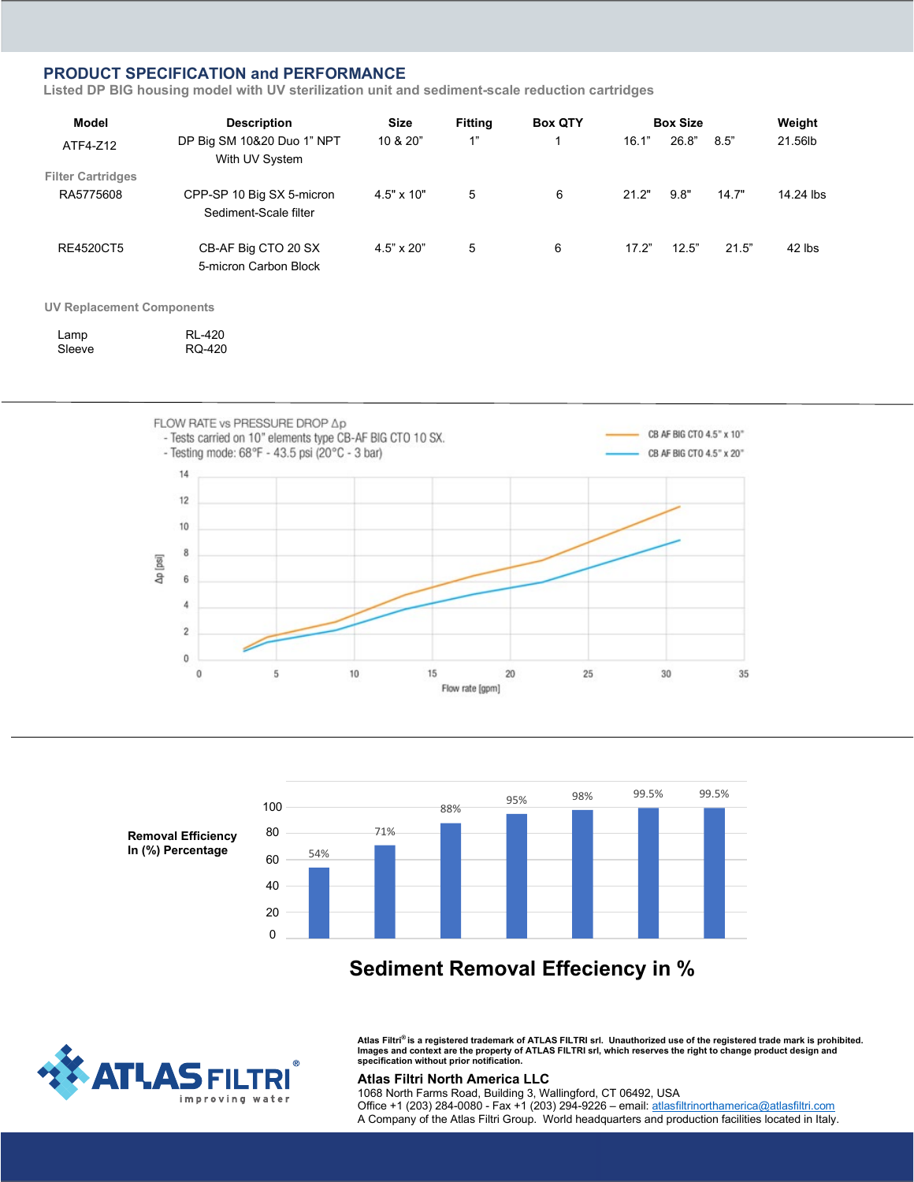## PRODUCT SPECIFICATION and PERFORMANCE

**Listed DP BIG housing model with UV sterilization unit and sediment-scale reduction cartridges**

| Model | Description | Size | Fitting | Box QTY | Box Size | | | Weight |
|---|---|---|---|---|---|---|---|---|
| ATF4-Z12 | DP Big SM 10&20 Duo 1" NPT With UV System | 10 & 20" | 1" | 1 | 16.1" | 26.8" | 8.5" | 21.56lb |
| **Filter Cartridges** | | | | | | | | |
| RA5775608 | CPP-SP 10 Big SX 5-micron Sediment-Scale filter | 4.5" x 10" | 5 | 6 | 21.2" | 9.8" | 14.7" | 14.24 lbs |
| RE4520CT5 | CB-AF Big CTO 20 SX 5-micron Carbon Block | 4.5" x 20" | 5 | 6 | 17.2" | 12.5" | 21.5" | 42 lbs |

**UV Replacement Components**

| | |
|---|---|
| Lamp | RL-420 |
| Sleeve | RQ-420 |

FLOW RATE vs PRESSURE DROP Δp
- Tests carried on 10" elements type CB-AF BIG CTO 10 SX.
- Testing mode: 68°F - 43.5 psi (20°C - 3 bar)

CB AF BIG CTO 4.5" x 10"
CB AF BIG CTO 4.5" x 20"

Δp [psi]
0 2 4 6 8 10 12 14

Flow rate [gpm]
0 5 10 15 20 25 30 35

Removal Efficiency In (%) Percentage

100 80 60 40 20 0

54% 71% 88% 95% 98% 99.5% 99.5%

**Sediment Removal Effeciency in %**

ATLAS FILTRI®
improving water

**Atlas Filtri® is a registered trademark of ATLAS FILTRI srl. Unauthorized use of the registered trade mark is prohibited. Images and context are the property of ATLAS FILTRI srl, which reserves the right to change product design and specification without prior notification.**

**Atlas Filtri North America LLC**
1068 North Farms Road, Building 3, Wallingford, CT 06492, USA
Office +1 (203) 284-0080 - Fax +1 (203) 294-9226 – email: atlasfiltrinorthamerica@atlasfiltri.com
A Company of the Atlas Filtri Group. World headquarters and production facilities located in Italy.